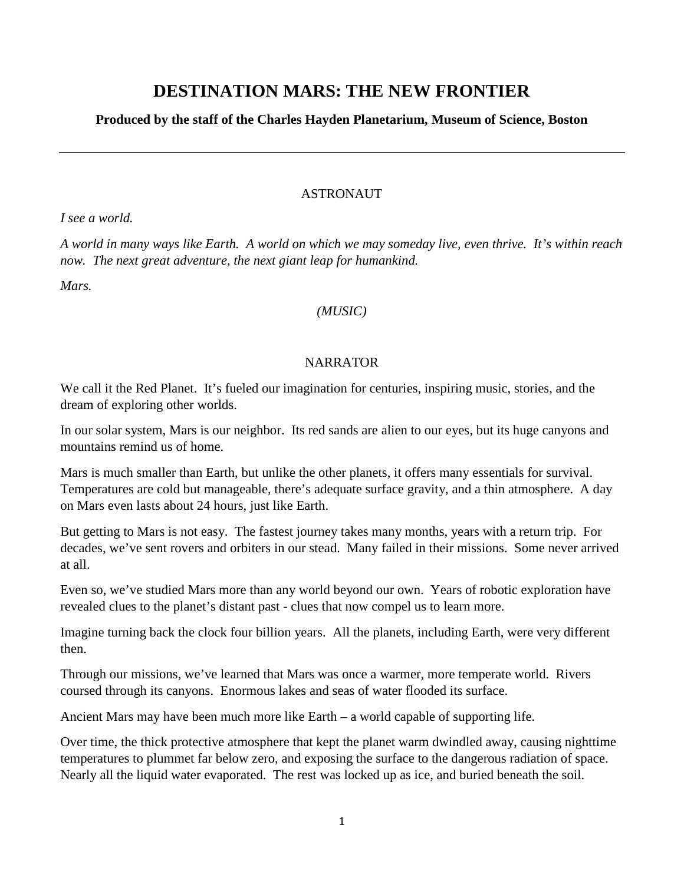# DESTINATION MARS: THE NEW FRONTIER

**Produced by the staff of the Charles Hayden Planetarium, Museum of Science, Boston**

---

ASTRONAUT

*I see a world.*

*A world in many ways like Earth. A world on which we may someday live, even thrive. It's within reach now. The next great adventure, the next giant leap for humankind.*

*Mars.*

*(MUSIC)*

NARRATOR

We call it the Red Planet. It's fueled our imagination for centuries, inspiring music, stories, and the dream of exploring other worlds.

In our solar system, Mars is our neighbor. Its red sands are alien to our eyes, but its huge canyons and mountains remind us of home.

Mars is much smaller than Earth, but unlike the other planets, it offers many essentials for survival. Temperatures are cold but manageable, there's adequate surface gravity, and a thin atmosphere. A day on Mars even lasts about 24 hours, just like Earth.

But getting to Mars is not easy. The fastest journey takes many months, years with a return trip. For decades, we've sent rovers and orbiters in our stead. Many failed in their missions. Some never arrived at all.

Even so, we've studied Mars more than any world beyond our own. Years of robotic exploration have revealed clues to the planet's distant past - clues that now compel us to learn more.

Imagine turning back the clock four billion years. All the planets, including Earth, were very different then.

Through our missions, we've learned that Mars was once a warmer, more temperate world. Rivers coursed through its canyons. Enormous lakes and seas of water flooded its surface.

Ancient Mars may have been much more like Earth – a world capable of supporting life.

Over time, the thick protective atmosphere that kept the planet warm dwindled away, causing nighttime temperatures to plummet far below zero, and exposing the surface to the dangerous radiation of space. Nearly all the liquid water evaporated. The rest was locked up as ice, and buried beneath the soil.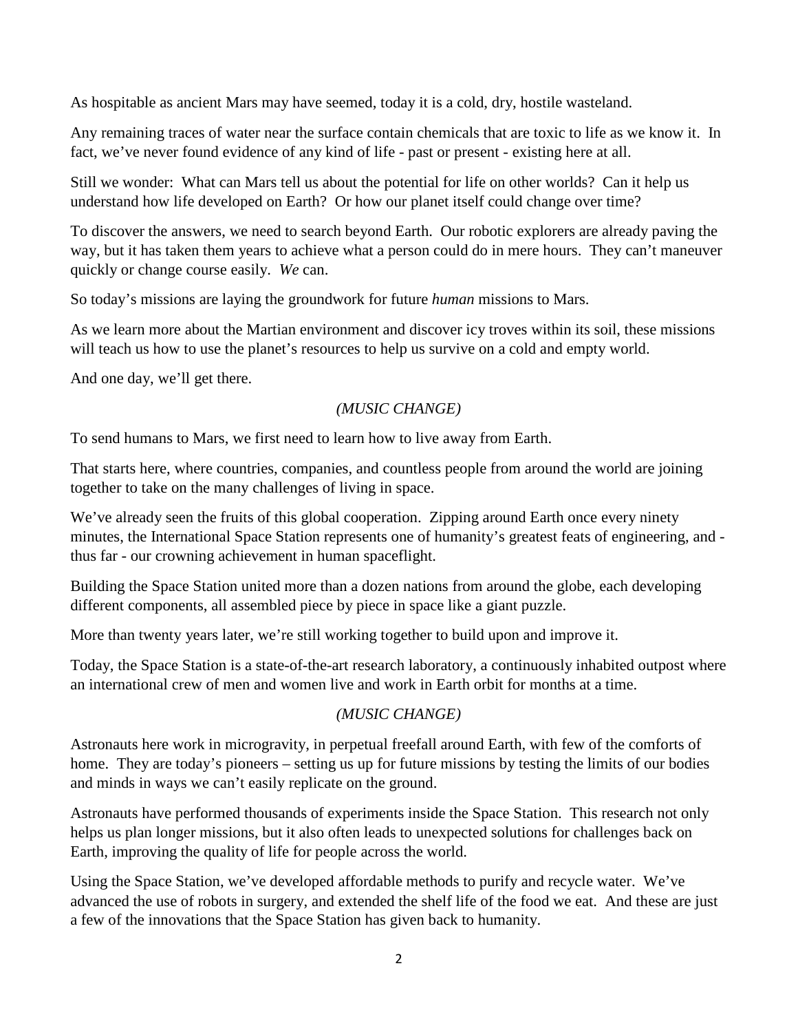As hospitable as ancient Mars may have seemed, today it is a cold, dry, hostile wasteland.

Any remaining traces of water near the surface contain chemicals that are toxic to life as we know it. In fact, we've never found evidence of any kind of life - past or present - existing here at all.

Still we wonder: What can Mars tell us about the potential for life on other worlds? Can it help us understand how life developed on Earth? Or how our planet itself could change over time?

To discover the answers, we need to search beyond Earth. Our robotic explorers are already paving the way, but it has taken them years to achieve what a person could do in mere hours. They can't maneuver quickly or change course easily. *We* can.

So today's missions are laying the groundwork for future *human* missions to Mars.

As we learn more about the Martian environment and discover icy troves within its soil, these missions will teach us how to use the planet's resources to help us survive on a cold and empty world.

And one day, we'll get there.

*(MUSIC CHANGE)*

To send humans to Mars, we first need to learn how to live away from Earth.

That starts here, where countries, companies, and countless people from around the world are joining together to take on the many challenges of living in space.

We've already seen the fruits of this global cooperation. Zipping around Earth once every ninety minutes, the International Space Station represents one of humanity's greatest feats of engineering, and - thus far - our crowning achievement in human spaceflight.

Building the Space Station united more than a dozen nations from around the globe, each developing different components, all assembled piece by piece in space like a giant puzzle.

More than twenty years later, we're still working together to build upon and improve it.

Today, the Space Station is a state-of-the-art research laboratory, a continuously inhabited outpost where an international crew of men and women live and work in Earth orbit for months at a time.

*(MUSIC CHANGE)*

Astronauts here work in microgravity, in perpetual freefall around Earth, with few of the comforts of home. They are today's pioneers – setting us up for future missions by testing the limits of our bodies and minds in ways we can't easily replicate on the ground.

Astronauts have performed thousands of experiments inside the Space Station. This research not only helps us plan longer missions, but it also often leads to unexpected solutions for challenges back on Earth, improving the quality of life for people across the world.

Using the Space Station, we've developed affordable methods to purify and recycle water. We've advanced the use of robots in surgery, and extended the shelf life of the food we eat. And these are just a few of the innovations that the Space Station has given back to humanity.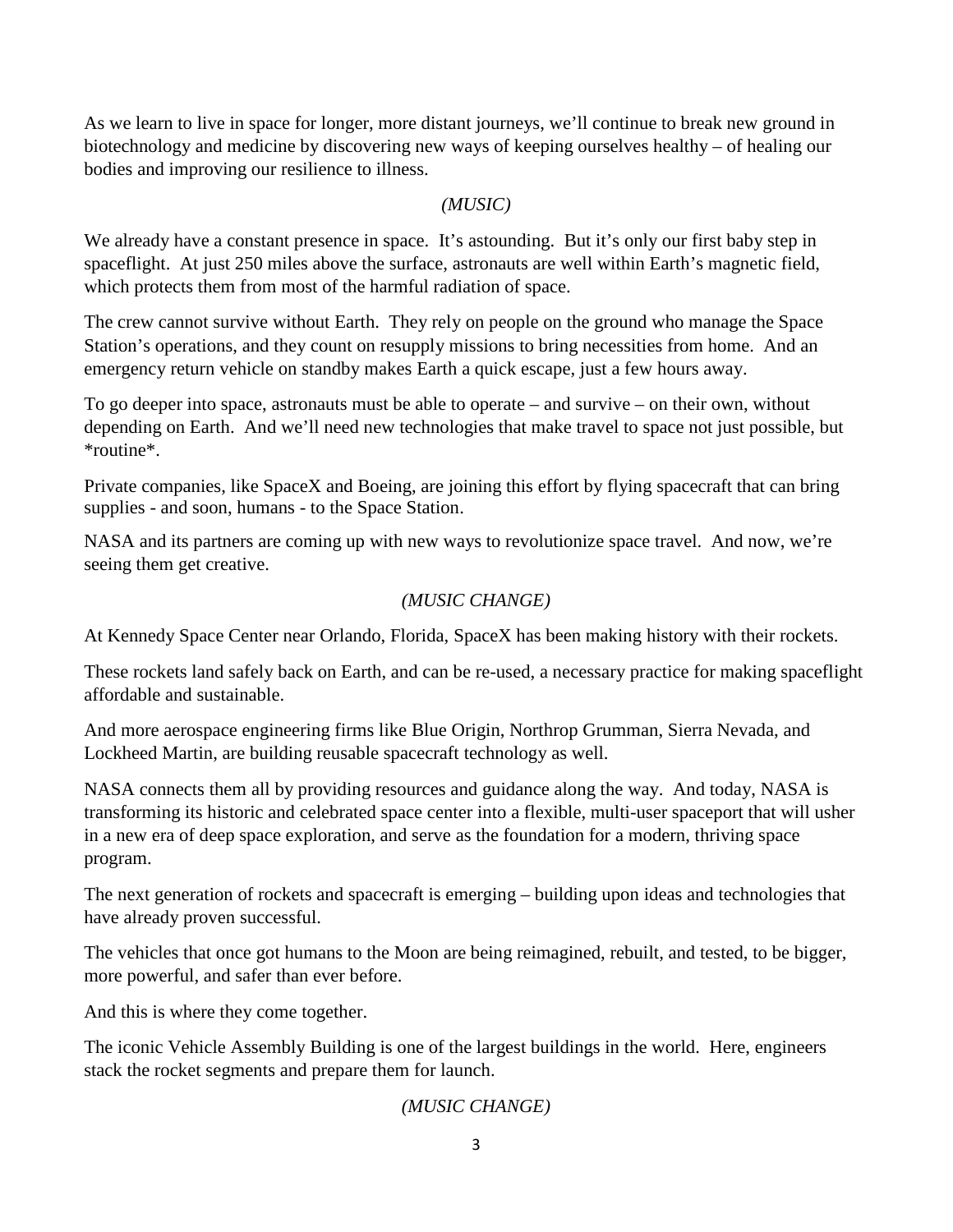As we learn to live in space for longer, more distant journeys, we'll continue to break new ground in biotechnology and medicine by discovering new ways of keeping ourselves healthy – of healing our bodies and improving our resilience to illness.

*(MUSIC)*

We already have a constant presence in space. It's astounding. But it's only our first baby step in spaceflight. At just 250 miles above the surface, astronauts are well within Earth's magnetic field, which protects them from most of the harmful radiation of space.

The crew cannot survive without Earth. They rely on people on the ground who manage the Space Station's operations, and they count on resupply missions to bring necessities from home. And an emergency return vehicle on standby makes Earth a quick escape, just a few hours away.

To go deeper into space, astronauts must be able to operate – and survive – on their own, without depending on Earth. And we'll need new technologies that make travel to space not just possible, but *routine*.

Private companies, like SpaceX and Boeing, are joining this effort by flying spacecraft that can bring supplies - and soon, humans - to the Space Station.

NASA and its partners are coming up with new ways to revolutionize space travel. And now, we're seeing them get creative.

*(MUSIC CHANGE)*

At Kennedy Space Center near Orlando, Florida, SpaceX has been making history with their rockets.

These rockets land safely back on Earth, and can be re-used, a necessary practice for making spaceflight affordable and sustainable.

And more aerospace engineering firms like Blue Origin, Northrop Grumman, Sierra Nevada, and Lockheed Martin, are building reusable spacecraft technology as well.

NASA connects them all by providing resources and guidance along the way. And today, NASA is transforming its historic and celebrated space center into a flexible, multi-user spaceport that will usher in a new era of deep space exploration, and serve as the foundation for a modern, thriving space program.

The next generation of rockets and spacecraft is emerging – building upon ideas and technologies that have already proven successful.

The vehicles that once got humans to the Moon are being reimagined, rebuilt, and tested, to be bigger, more powerful, and safer than ever before.

And this is where they come together.

The iconic Vehicle Assembly Building is one of the largest buildings in the world. Here, engineers stack the rocket segments and prepare them for launch.

*(MUSIC CHANGE)*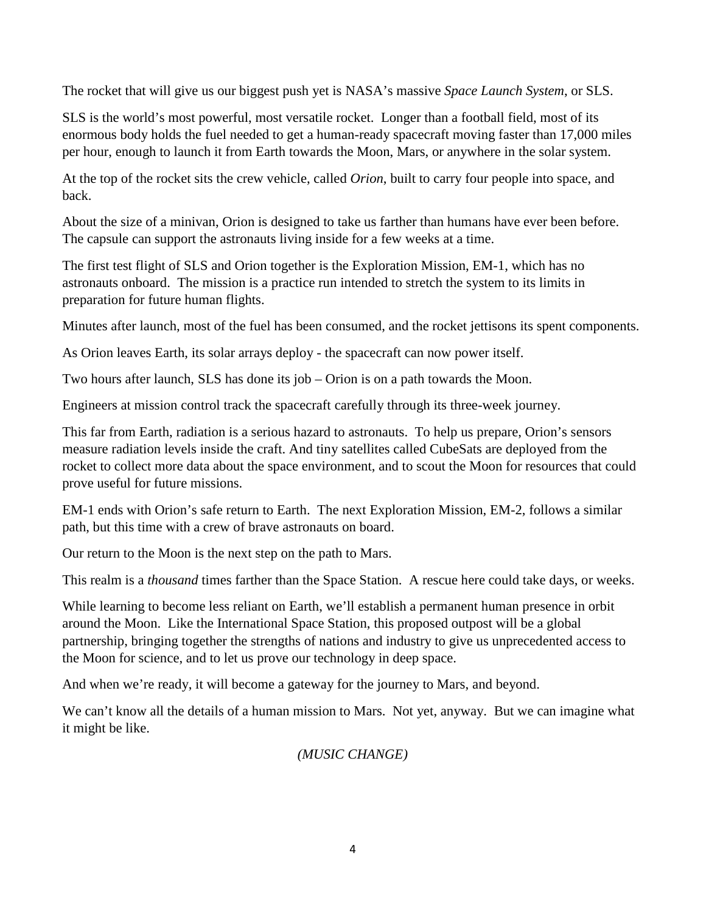The rocket that will give us our biggest push yet is NASA's massive *Space Launch System*, or SLS.

SLS is the world's most powerful, most versatile rocket. Longer than a football field, most of its enormous body holds the fuel needed to get a human-ready spacecraft moving faster than 17,000 miles per hour, enough to launch it from Earth towards the Moon, Mars, or anywhere in the solar system.

At the top of the rocket sits the crew vehicle, called *Orion*, built to carry four people into space, and back.

About the size of a minivan, Orion is designed to take us farther than humans have ever been before. The capsule can support the astronauts living inside for a few weeks at a time.

The first test flight of SLS and Orion together is the Exploration Mission, EM-1, which has no astronauts onboard. The mission is a practice run intended to stretch the system to its limits in preparation for future human flights.

Minutes after launch, most of the fuel has been consumed, and the rocket jettisons its spent components.

As Orion leaves Earth, its solar arrays deploy - the spacecraft can now power itself.

Two hours after launch, SLS has done its job – Orion is on a path towards the Moon.

Engineers at mission control track the spacecraft carefully through its three-week journey.

This far from Earth, radiation is a serious hazard to astronauts. To help us prepare, Orion's sensors measure radiation levels inside the craft. And tiny satellites called CubeSats are deployed from the rocket to collect more data about the space environment, and to scout the Moon for resources that could prove useful for future missions.

EM-1 ends with Orion's safe return to Earth. The next Exploration Mission, EM-2, follows a similar path, but this time with a crew of brave astronauts on board.

Our return to the Moon is the next step on the path to Mars.

This realm is a *thousand* times farther than the Space Station. A rescue here could take days, or weeks.

While learning to become less reliant on Earth, we'll establish a permanent human presence in orbit around the Moon. Like the International Space Station, this proposed outpost will be a global partnership, bringing together the strengths of nations and industry to give us unprecedented access to the Moon for science, and to let us prove our technology in deep space.

And when we're ready, it will become a gateway for the journey to Mars, and beyond.

We can't know all the details of a human mission to Mars. Not yet, anyway. But we can imagine what it might be like.

*(MUSIC CHANGE)*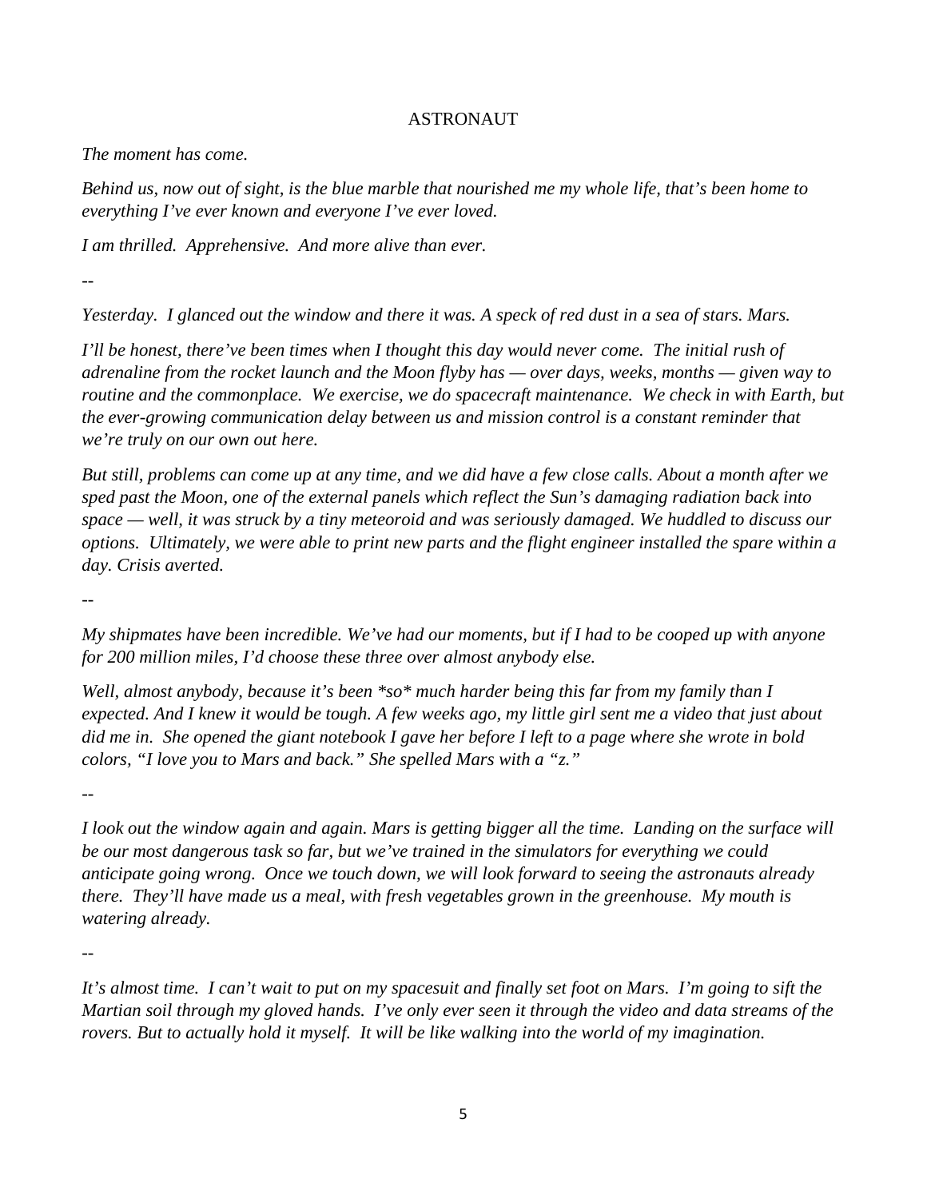ASTRONAUT

*The moment has come.*

*Behind us, now out of sight, is the blue marble that nourished me my whole life, that's been home to everything I've ever known and everyone I've ever loved.*

*I am thrilled. Apprehensive. And more alive than ever.*

--

*Yesterday. I glanced out the window and there it was. A speck of red dust in a sea of stars. Mars.*

*I'll be honest, there've been times when I thought this day would never come. The initial rush of adrenaline from the rocket launch and the Moon flyby has — over days, weeks, months — given way to routine and the commonplace. We exercise, we do spacecraft maintenance. We check in with Earth, but the ever-growing communication delay between us and mission control is a constant reminder that we're truly on our own out here.*

*But still, problems can come up at any time, and we did have a few close calls. About a month after we sped past the Moon, one of the external panels which reflect the Sun's damaging radiation back into space — well, it was struck by a tiny meteoroid and was seriously damaged. We huddled to discuss our options. Ultimately, we were able to print new parts and the flight engineer installed the spare within a day. Crisis averted.*

--

*My shipmates have been incredible. We've had our moments, but if I had to be cooped up with anyone for 200 million miles, I'd choose these three over almost anybody else.*

*Well, almost anybody, because it's been *so* much harder being this far from my family than I expected. And I knew it would be tough. A few weeks ago, my little girl sent me a video that just about did me in. She opened the giant notebook I gave her before I left to a page where she wrote in bold colors, "I love you to Mars and back." She spelled Mars with a "z."*

--

*I look out the window again and again. Mars is getting bigger all the time. Landing on the surface will be our most dangerous task so far, but we've trained in the simulators for everything we could anticipate going wrong. Once we touch down, we will look forward to seeing the astronauts already there. They'll have made us a meal, with fresh vegetables grown in the greenhouse. My mouth is watering already.*

--

*It's almost time. I can't wait to put on my spacesuit and finally set foot on Mars. I'm going to sift the Martian soil through my gloved hands. I've only ever seen it through the video and data streams of the rovers. But to actually hold it myself. It will be like walking into the world of my imagination.*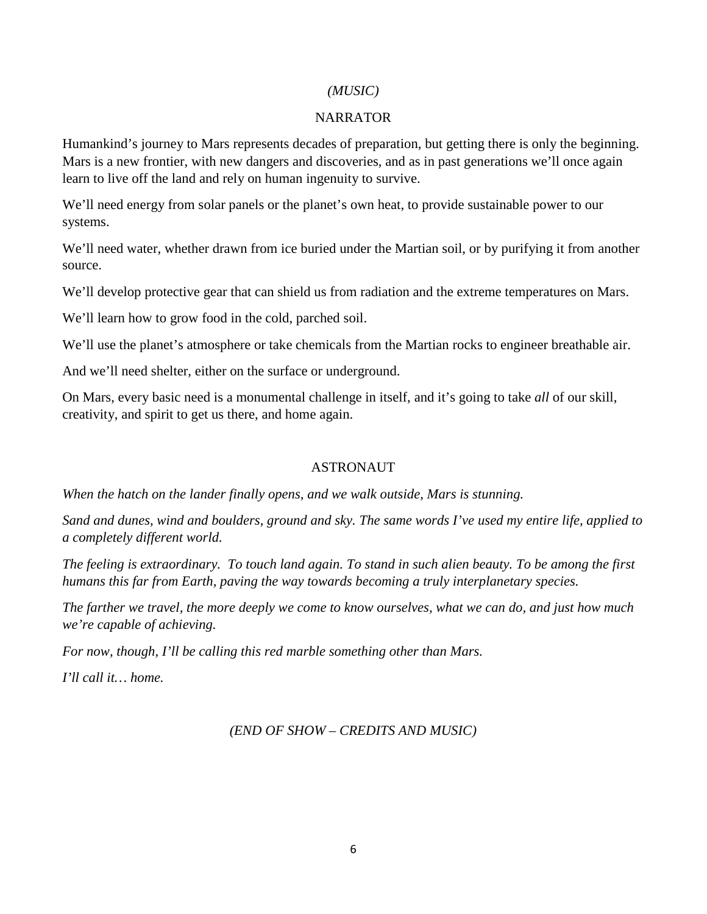*(MUSIC)*

NARRATOR

Humankind's journey to Mars represents decades of preparation, but getting there is only the beginning. Mars is a new frontier, with new dangers and discoveries, and as in past generations we'll once again learn to live off the land and rely on human ingenuity to survive.

We'll need energy from solar panels or the planet's own heat, to provide sustainable power to our systems.

We'll need water, whether drawn from ice buried under the Martian soil, or by purifying it from another source.

We'll develop protective gear that can shield us from radiation and the extreme temperatures on Mars.

We'll learn how to grow food in the cold, parched soil.

We'll use the planet's atmosphere or take chemicals from the Martian rocks to engineer breathable air.

And we'll need shelter, either on the surface or underground.

On Mars, every basic need is a monumental challenge in itself, and it's going to take *all* of our skill, creativity, and spirit to get us there, and home again.

ASTRONAUT

*When the hatch on the lander finally opens, and we walk outside, Mars is stunning.*

*Sand and dunes, wind and boulders, ground and sky. The same words I've used my entire life, applied to a completely different world.*

*The feeling is extraordinary. To touch land again. To stand in such alien beauty. To be among the first humans this far from Earth, paving the way towards becoming a truly interplanetary species.*

*The farther we travel, the more deeply we come to know ourselves, what we can do, and just how much we're capable of achieving.*

*For now, though, I'll be calling this red marble something other than Mars.*

*I'll call it… home.*

*(END OF SHOW – CREDITS AND MUSIC)*